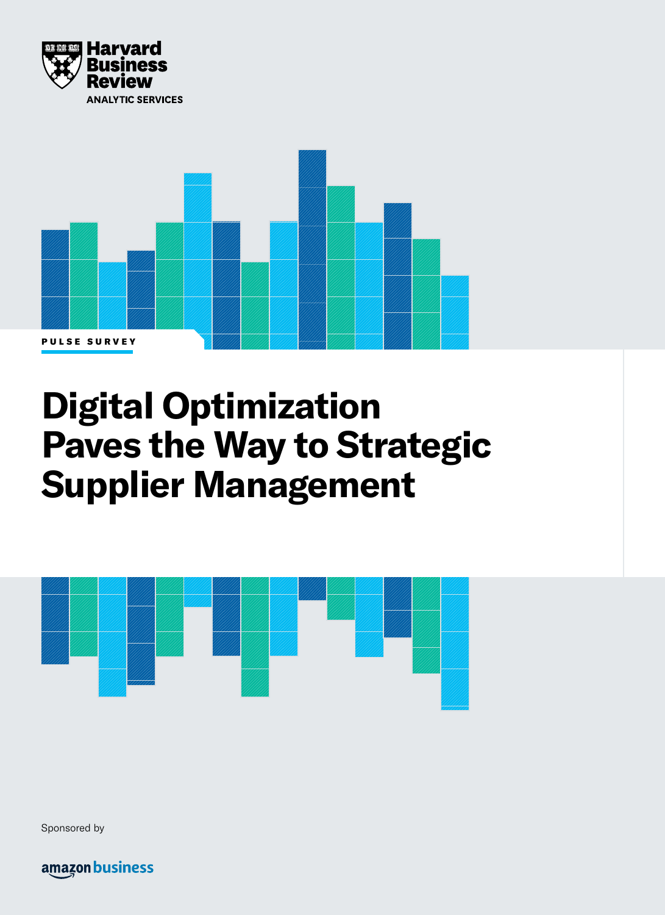Harvard Business Review

ANALYTIC SERVICES

PULSE SURVEY

# Digital Optimization Paves the Way to Strategic Supplier Management

Sponsored by

amazon business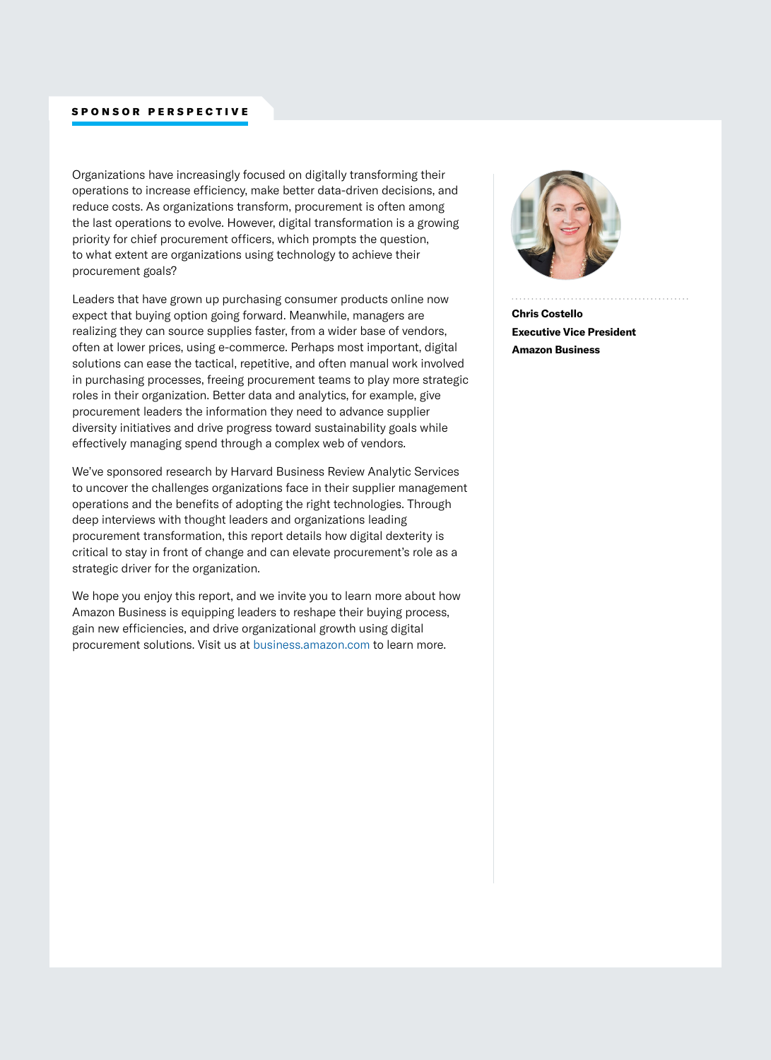## SPONSOR PERSPECTIVE

Organizations have increasingly focused on digitally transforming their operations to increase efficiency, make better data-driven decisions, and reduce costs. As organizations transform, procurement is often among the last operations to evolve. However, digital transformation is a growing priority for chief procurement officers, which prompts the question, to what extent are organizations using technology to achieve their procurement goals?

Leaders that have grown up purchasing consumer products online now expect that buying option going forward. Meanwhile, managers are realizing they can source supplies faster, from a wider base of vendors, often at lower prices, using e-commerce. Perhaps most important, digital solutions can ease the tactical, repetitive, and often manual work involved in purchasing processes, freeing procurement teams to play more strategic roles in their organization. Better data and analytics, for example, give procurement leaders the information they need to advance supplier diversity initiatives and drive progress toward sustainability goals while effectively managing spend through a complex web of vendors.

We've sponsored research by Harvard Business Review Analytic Services to uncover the challenges organizations face in their supplier management operations and the benefits of adopting the right technologies. Through deep interviews with thought leaders and organizations leading procurement transformation, this report details how digital dexterity is critical to stay in front of change and can elevate procurement's role as a strategic driver for the organization.

We hope you enjoy this report, and we invite you to learn more about how Amazon Business is equipping leaders to reshape their buying process, gain new efficiencies, and drive organizational growth using digital procurement solutions. Visit us at business.amazon.com to learn more.

**Chris Costello**
**Executive Vice President**
**Amazon Business**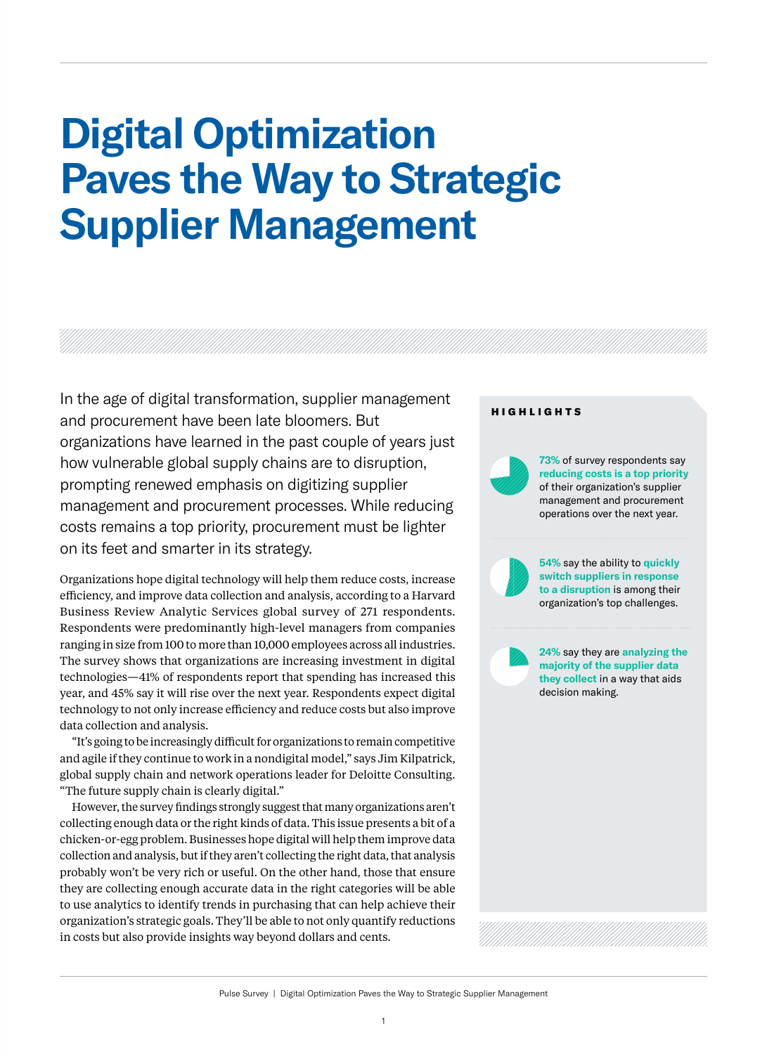# Digital Optimization Paves the Way to Strategic Supplier Management

In the age of digital transformation, supplier management and procurement have been late bloomers. But organizations have learned in the past couple of years just how vulnerable global supply chains are to disruption, prompting renewed emphasis on digitizing supplier management and procurement processes. While reducing costs remains a top priority, procurement must be lighter on its feet and smarter in its strategy.

Organizations hope digital technology will help them reduce costs, increase efficiency, and improve data collection and analysis, according to a Harvard Business Review Analytic Services global survey of 271 respondents. Respondents were predominantly high-level managers from companies ranging in size from 100 to more than 10,000 employees across all industries. The survey shows that organizations are increasing investment in digital technologies—41% of respondents report that spending has increased this year, and 45% say it will rise over the next year. Respondents expect digital technology to not only increase efficiency and reduce costs but also improve data collection and analysis.

"It's going to be increasingly difficult for organizations to remain competitive and agile if they continue to work in a nondigital model," says Jim Kilpatrick, global supply chain and network operations leader for Deloitte Consulting. "The future supply chain is clearly digital."

However, the survey findings strongly suggest that many organizations aren't collecting enough data or the right kinds of data. This issue presents a bit of a chicken-or-egg problem. Businesses hope digital will help them improve data collection and analysis, but if they aren't collecting the right data, that analysis probably won't be very rich or useful. On the other hand, those that ensure they are collecting enough accurate data in the right categories will be able to use analytics to identify trends in purchasing that can help achieve their organization's strategic goals. They'll be able to not only quantify reductions in costs but also provide insights way beyond dollars and cents.

## HIGHLIGHTS

**73%** of survey respondents say **reducing costs is a top priority** of their organization's supplier management and procurement operations over the next year.

**54%** say the ability to **quickly switch suppliers in response to a disruption** is among their organization's top challenges.

**24%** say they are **analyzing the majority of the supplier data they collect** in a way that aids decision making.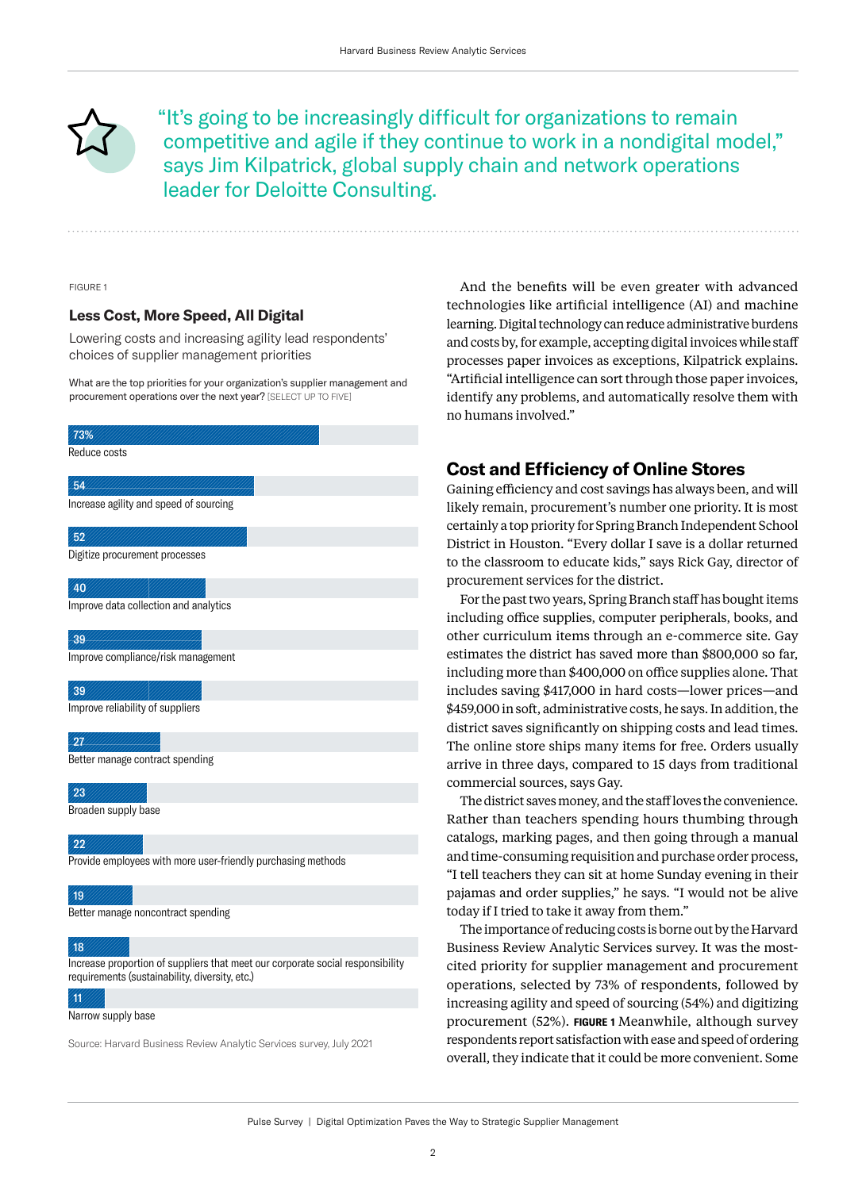> "It's going to be increasingly difficult for organizations to remain competitive and agile if they continue to work in a nondigital model," says Jim Kilpatrick, global supply chain and network operations leader for Deloitte Consulting.

FIGURE 1

### Less Cost, More Speed, All Digital

Lowering costs and increasing agility lead respondents' choices of supplier management priorities

What are the top priorities for your organization's supplier management and procurement operations over the next year? [SELECT UP TO FIVE]

| Priority | % |
|---|---|
| Reduce costs | 73% |
| Increase agility and speed of sourcing | 54 |
| Digitize procurement processes | 52 |
| Improve data collection and analytics | 40 |
| Improve compliance/risk management | 39 |
| Improve reliability of suppliers | 39 |
| Better manage contract spending | 27 |
| Broaden supply base | 23 |
| Provide employees with more user-friendly purchasing methods | 22 |
| Better manage noncontract spending | 19 |
| Increase proportion of suppliers that meet our corporate social responsibility requirements (sustainability, diversity, etc.) | 18 |
| Narrow supply base | 11 |

Source: Harvard Business Review Analytic Services survey, July 2021

And the benefits will be even greater with advanced technologies like artificial intelligence (AI) and machine learning. Digital technology can reduce administrative burdens and costs by, for example, accepting digital invoices while staff processes paper invoices as exceptions, Kilpatrick explains. "Artificial intelligence can sort through those paper invoices, identify any problems, and automatically resolve them with no humans involved."

## Cost and Efficiency of Online Stores

Gaining efficiency and cost savings has always been, and will likely remain, procurement's number one priority. It is most certainly a top priority for Spring Branch Independent School District in Houston. "Every dollar I save is a dollar returned to the classroom to educate kids," says Rick Gay, director of procurement services for the district.

For the past two years, Spring Branch staff has bought items including office supplies, computer peripherals, books, and other curriculum items through an e-commerce site. Gay estimates the district has saved more than $800,000 so far, including more than $400,000 on office supplies alone. That includes saving $417,000 in hard costs—lower prices—and $459,000 in soft, administrative costs, he says. In addition, the district saves significantly on shipping costs and lead times. The online store ships many items for free. Orders usually arrive in three days, compared to 15 days from traditional commercial sources, says Gay.

The district saves money, and the staff loves the convenience. Rather than teachers spending hours thumbing through catalogs, marking pages, and then going through a manual and time-consuming requisition and purchase order process, "I tell teachers they can sit at home Sunday evening in their pajamas and order supplies," he says. "I would not be alive today if I tried to take it away from them."

The importance of reducing costs is borne out by the Harvard Business Review Analytic Services survey. It was the most-cited priority for supplier management and procurement operations, selected by 73% of respondents, followed by increasing agility and speed of sourcing (54%) and digitizing procurement (52%). **FIGURE 1** Meanwhile, although survey respondents report satisfaction with ease and speed of ordering overall, they indicate that it could be more convenient. Some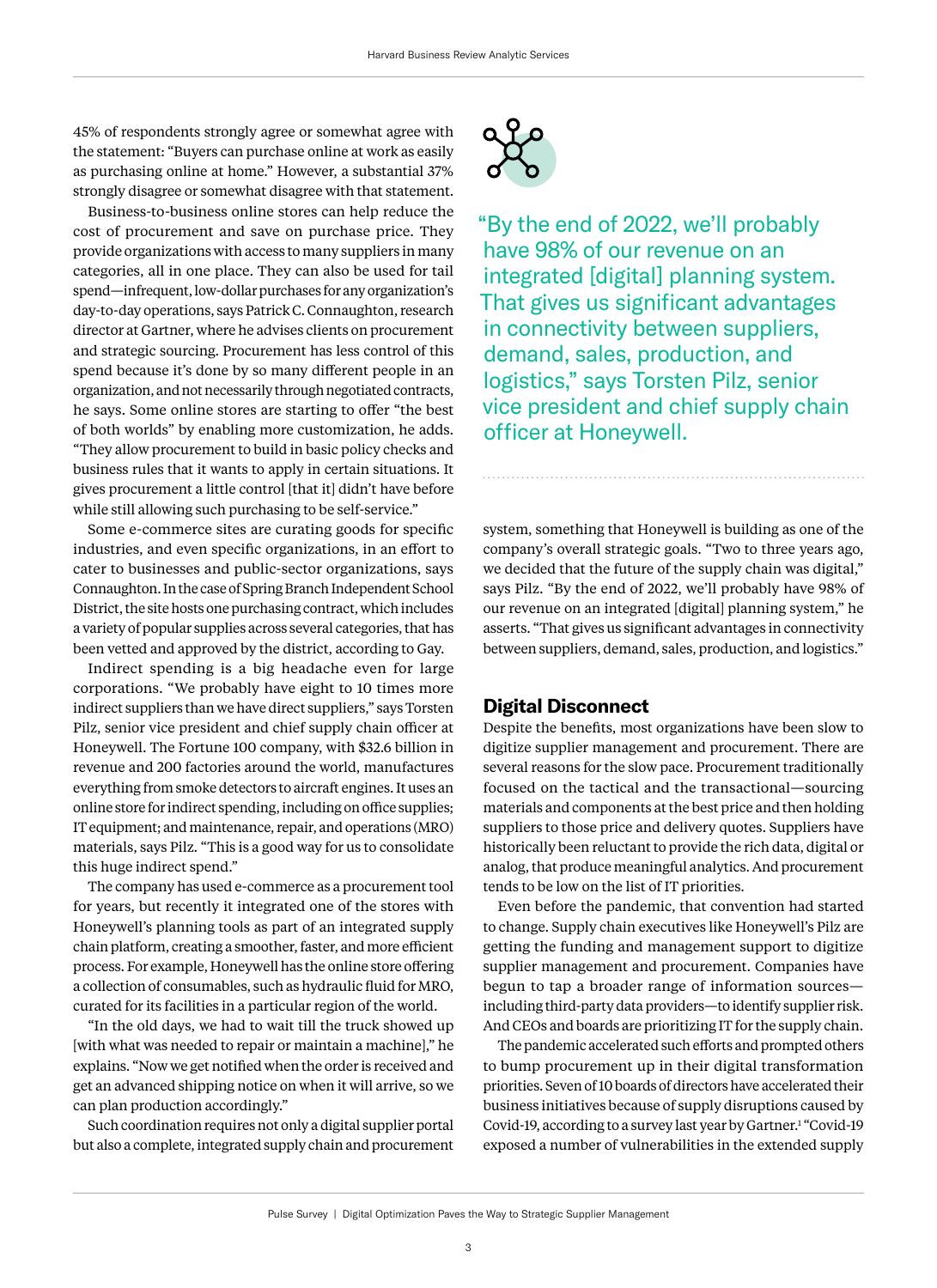45% of respondents strongly agree or somewhat agree with the statement: "Buyers can purchase online at work as easily as purchasing online at home." However, a substantial 37% strongly disagree or somewhat disagree with that statement.

Business-to-business online stores can help reduce the cost of procurement and save on purchase price. They provide organizations with access to many suppliers in many categories, all in one place. They can also be used for tail spend—infrequent, low-dollar purchases for any organization's day-to-day operations, says Patrick C. Connaughton, research director at Gartner, where he advises clients on procurement and strategic sourcing. Procurement has less control of this spend because it's done by so many different people in an organization, and not necessarily through negotiated contracts, he says. Some online stores are starting to offer "the best of both worlds" by enabling more customization, he adds. "They allow procurement to build in basic policy checks and business rules that it wants to apply in certain situations. It gives procurement a little control [that it] didn't have before while still allowing such purchasing to be self-service."

Some e-commerce sites are curating goods for specific industries, and even specific organizations, in an effort to cater to businesses and public-sector organizations, says Connaughton. In the case of Spring Branch Independent School District, the site hosts one purchasing contract, which includes a variety of popular supplies across several categories, that has been vetted and approved by the district, according to Gay.

Indirect spending is a big headache even for large corporations. "We probably have eight to 10 times more indirect suppliers than we have direct suppliers," says Torsten Pilz, senior vice president and chief supply chain officer at Honeywell. The Fortune 100 company, with $32.6 billion in revenue and 200 factories around the world, manufactures everything from smoke detectors to aircraft engines. It uses an online store for indirect spending, including on office supplies; IT equipment; and maintenance, repair, and operations (MRO) materials, says Pilz. "This is a good way for us to consolidate this huge indirect spend."

The company has used e-commerce as a procurement tool for years, but recently it integrated one of the stores with Honeywell's planning tools as part of an integrated supply chain platform, creating a smoother, faster, and more efficient process. For example, Honeywell has the online store offering a collection of consumables, such as hydraulic fluid for MRO, curated for its facilities in a particular region of the world.

"In the old days, we had to wait till the truck showed up [with what was needed to repair or maintain a machine]," he explains. "Now we get notified when the order is received and get an advanced shipping notice on when it will arrive, so we can plan production accordingly."

Such coordination requires not only a digital supplier portal but also a complete, integrated supply chain and procurement system, something that Honeywell is building as one of the company's overall strategic goals. "Two to three years ago, we decided that the future of the supply chain was digital," says Pilz. "By the end of 2022, we'll probably have 98% of our revenue on an integrated [digital] planning system," he asserts. "That gives us significant advantages in connectivity between suppliers, demand, sales, production, and logistics."

> "By the end of 2022, we'll probably have 98% of our revenue on an integrated [digital] planning system. That gives us significant advantages in connectivity between suppliers, demand, sales, production, and logistics," says Torsten Pilz, senior vice president and chief supply chain officer at Honeywell.

## Digital Disconnect

Despite the benefits, most organizations have been slow to digitize supplier management and procurement. There are several reasons for the slow pace. Procurement traditionally focused on the tactical and the transactional—sourcing materials and components at the best price and then holding suppliers to those price and delivery quotes. Suppliers have historically been reluctant to provide the rich data, digital or analog, that produce meaningful analytics. And procurement tends to be low on the list of IT priorities.

Even before the pandemic, that convention had started to change. Supply chain executives like Honeywell's Pilz are getting the funding and management support to digitize supplier management and procurement. Companies have begun to tap a broader range of information sources—including third-party data providers—to identify supplier risk. And CEOs and boards are prioritizing IT for the supply chain.

The pandemic accelerated such efforts and prompted others to bump procurement up in their digital transformation priorities. Seven of 10 boards of directors have accelerated their business initiatives because of supply disruptions caused by Covid-19, according to a survey last year by Gartner.[1] "Covid-19 exposed a number of vulnerabilities in the extended supply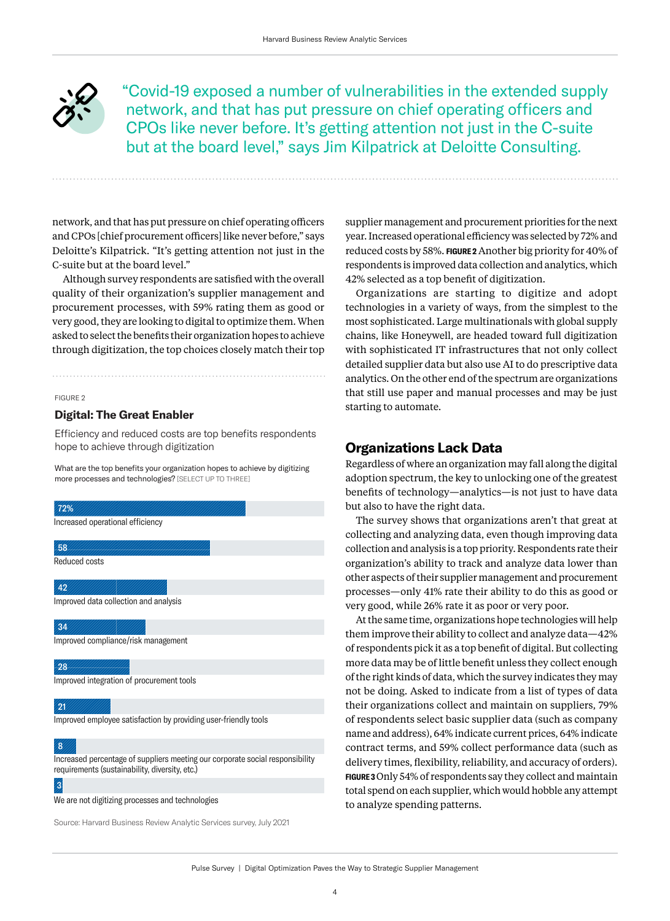> "Covid-19 exposed a number of vulnerabilities in the extended supply network, and that has put pressure on chief operating officers and CPOs like never before. It's getting attention not just in the C-suite but at the board level," says Jim Kilpatrick at Deloitte Consulting.

network, and that has put pressure on chief operating officers and CPOs [chief procurement officers] like never before," says Deloitte's Kilpatrick. "It's getting attention not just in the C-suite but at the board level."

Although survey respondents are satisfied with the overall quality of their organization's supplier management and procurement processes, with 59% rating them as good or very good, they are looking to digital to optimize them. When asked to select the benefits their organization hopes to achieve through digitization, the top choices closely match their top supplier management and procurement priorities for the next year. Increased operational efficiency was selected by 72% and reduced costs by 58%. **FIGURE 2** Another big priority for 40% of respondents is improved data collection and analytics, which 42% selected as a top benefit of digitization.

FIGURE 2

### Digital: The Great Enabler

Efficiency and reduced costs are top benefits respondents hope to achieve through digitization

What are the top benefits your organization hopes to achieve by digitizing more processes and technologies? [SELECT UP TO THREE]

| Benefit | % |
|---|---|
| Increased operational efficiency | 72% |
| Reduced costs | 58 |
| Improved data collection and analysis | 42 |
| Improved compliance/risk management | 34 |
| Improved integration of procurement tools | 28 |
| Improved employee satisfaction by providing user-friendly tools | 21 |
| Increased percentage of suppliers meeting our corporate social responsibility requirements (sustainability, diversity, etc.) | 8 |
| We are not digitizing processes and technologies | 3 |

Source: Harvard Business Review Analytic Services survey, July 2021

Organizations are starting to digitize and adopt technologies in a variety of ways, from the simplest to the most sophisticated. Large multinationals with global supply chains, like Honeywell, are headed toward full digitization with sophisticated IT infrastructures that not only collect detailed supplier data but also use AI to do prescriptive data analytics. On the other end of the spectrum are organizations that still use paper and manual processes and may be just starting to automate.

## Organizations Lack Data

Regardless of where an organization may fall along the digital adoption spectrum, the key to unlocking one of the greatest benefits of technology—analytics—is not just to have data but also to have the right data.

The survey shows that organizations aren't that great at collecting and analyzing data, even though improving data collection and analysis is a top priority. Respondents rate their organization's ability to track and analyze data lower than other aspects of their supplier management and procurement processes—only 41% rate their ability to do this as good or very good, while 26% rate it as poor or very poor.

At the same time, organizations hope technologies will help them improve their ability to collect and analyze data—42% of respondents pick it as a top benefit of digital. But collecting more data may be of little benefit unless they collect enough of the right kinds of data, which the survey indicates they may not be doing. Asked to indicate from a list of types of data their organizations collect and maintain on suppliers, 79% of respondents select basic supplier data (such as company name and address), 64% indicate current prices, 64% indicate contract terms, and 59% collect performance data (such as delivery times, flexibility, reliability, and accuracy of orders). **FIGURE 3** Only 54% of respondents say they collect and maintain total spend on each supplier, which would hobble any attempt to analyze spending patterns.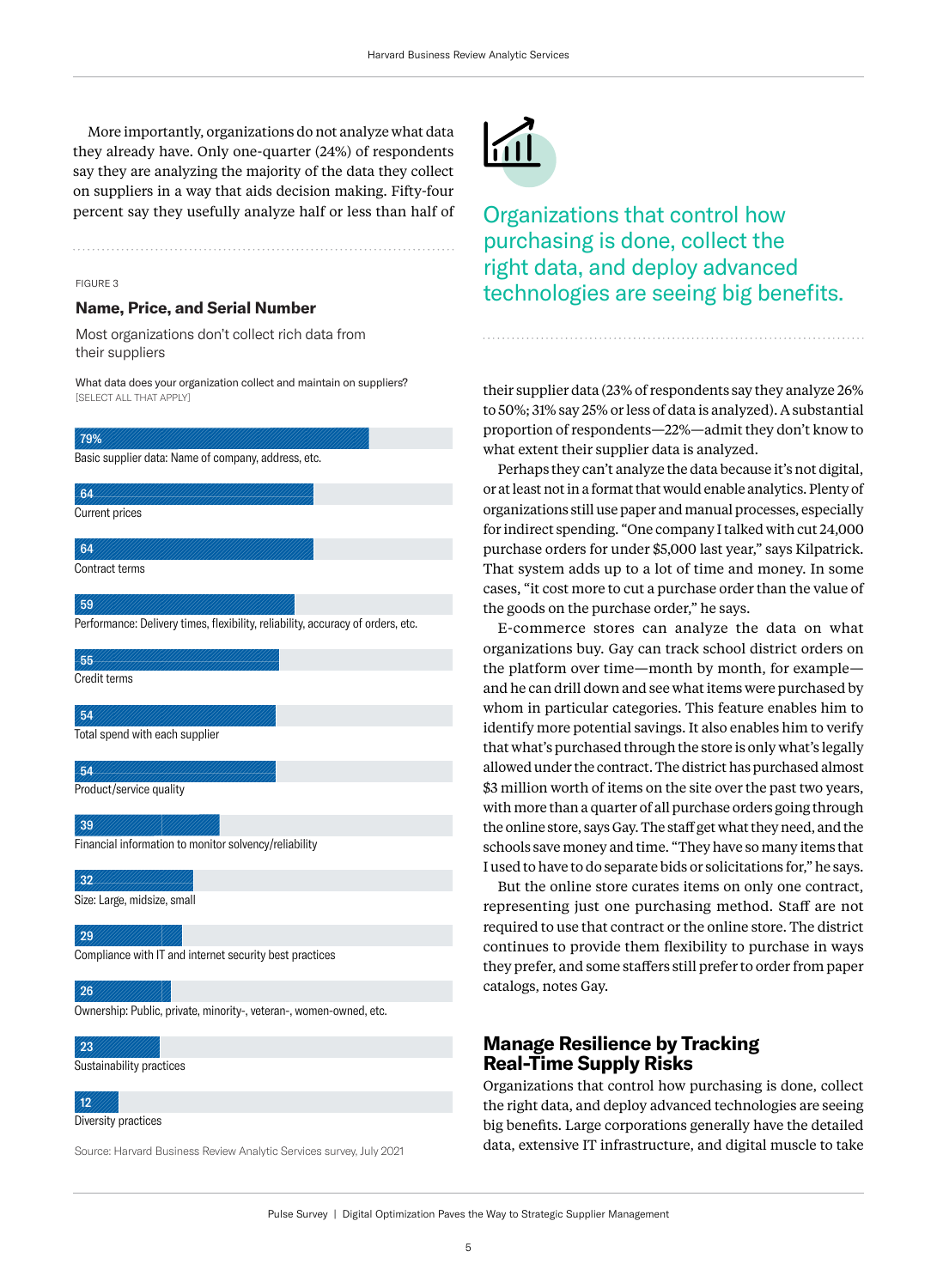More importantly, organizations do not analyze what data they already have. Only one-quarter (24%) of respondents say they are analyzing the majority of the data they collect on suppliers in a way that aids decision making. Fifty-four percent say they usefully analyze half or less than half of their supplier data (23% of respondents say they analyze 26% to 50%; 31% say 25% or less of data is analyzed). A substantial proportion of respondents—22%—admit they don't know to what extent their supplier data is analyzed.

FIGURE 3

### Name, Price, and Serial Number

Most organizations don't collect rich data from their suppliers

What data does your organization collect and maintain on suppliers?
[SELECT ALL THAT APPLY]

| Data | % |
| --- | --- |
| Basic supplier data: Name of company, address, etc. | 79% |
| Current prices | 64 |
| Contract terms | 64 |
| Performance: Delivery times, flexibility, reliability, accuracy of orders, etc. | 59 |
| Credit terms | 55 |
| Total spend with each supplier | 54 |
| Product/service quality | 54 |
| Financial information to monitor solvency/reliability | 39 |
| Size: Large, midsize, small | 32 |
| Compliance with IT and internet security best practices | 29 |
| Ownership: Public, private, minority-, veteran-, women-owned, etc. | 26 |
| Sustainability practices | 23 |
| Diversity practices | 12 |

Source: Harvard Business Review Analytic Services survey, July 2021

Organizations that control how purchasing is done, collect the right data, and deploy advanced technologies are seeing big benefits.

Perhaps they can't analyze the data because it's not digital, or at least not in a format that would enable analytics. Plenty of organizations still use paper and manual processes, especially for indirect spending. "One company I talked with cut 24,000 purchase orders for under $5,000 last year," says Kilpatrick. That system adds up to a lot of time and money. In some cases, "it cost more to cut a purchase order than the value of the goods on the purchase order," he says.

E-commerce stores can analyze the data on what organizations buy. Gay can track school district orders on the platform over time—month by month, for example—and he can drill down and see what items were purchased by whom in particular categories. This feature enables him to identify more potential savings. It also enables him to verify that what's purchased through the store is only what's legally allowed under the contract. The district has purchased almost $3 million worth of items on the site over the past two years, with more than a quarter of all purchase orders going through the online store, says Gay. The staff get what they need, and the schools save money and time. "They have so many items that I used to have to do separate bids or solicitations for," he says.

But the online store curates items on only one contract, representing just one purchasing method. Staff are not required to use that contract or the online store. The district continues to provide them flexibility to purchase in ways they prefer, and some staffers still prefer to order from paper catalogs, notes Gay.

## Manage Resilience by Tracking Real-Time Supply Risks

Organizations that control how purchasing is done, collect the right data, and deploy advanced technologies are seeing big benefits. Large corporations generally have the detailed data, extensive IT infrastructure, and digital muscle to take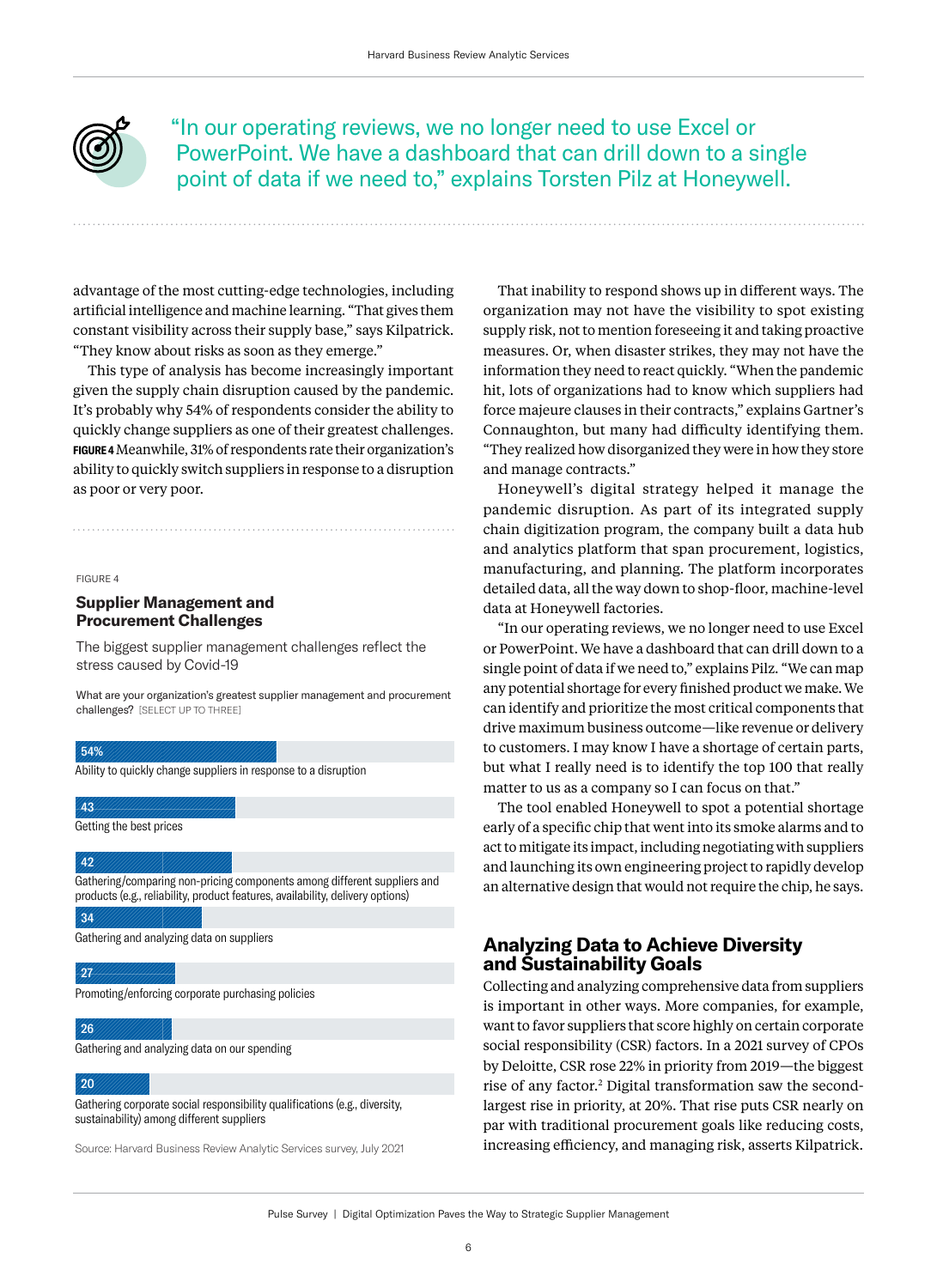> "In our operating reviews, we no longer need to use Excel or PowerPoint. We have a dashboard that can drill down to a single point of data if we need to," explains Torsten Pilz at Honeywell.

advantage of the most cutting-edge technologies, including artificial intelligence and machine learning. "That gives them constant visibility across their supply base," says Kilpatrick. "They know about risks as soon as they emerge."

This type of analysis has become increasingly important given the supply chain disruption caused by the pandemic. It's probably why 54% of respondents consider the ability to quickly change suppliers as one of their greatest challenges. **FIGURE 4** Meanwhile, 31% of respondents rate their organization's ability to quickly switch suppliers in response to a disruption as poor or very poor.

FIGURE 4

### Supplier Management and Procurement Challenges

The biggest supplier management challenges reflect the stress caused by Covid-19

What are your organization's greatest supplier management and procurement challenges? [SELECT UP TO THREE]

| % | Challenge |
|---|---|
| 54% | Ability to quickly change suppliers in response to a disruption |
| 43 | Getting the best prices |
| 42 | Gathering/comparing non-pricing components among different suppliers and products (e.g., reliability, product features, availability, delivery options) |
| 34 | Gathering and analyzing data on suppliers |
| 27 | Promoting/enforcing corporate purchasing policies |
| 26 | Gathering and analyzing data on our spending |
| 20 | Gathering corporate social responsibility qualifications (e.g., diversity, sustainability) among different suppliers |

Source: Harvard Business Review Analytic Services survey, July 2021

That inability to respond shows up in different ways. The organization may not have the visibility to spot existing supply risk, not to mention foreseeing it and taking proactive measures. Or, when disaster strikes, they may not have the information they need to react quickly. "When the pandemic hit, lots of organizations had to know which suppliers had force majeure clauses in their contracts," explains Gartner's Connaughton, but many had difficulty identifying them. "They realized how disorganized they were in how they store and manage contracts."

Honeywell's digital strategy helped it manage the pandemic disruption. As part of its integrated supply chain digitization program, the company built a data hub and analytics platform that span procurement, logistics, manufacturing, and planning. The platform incorporates detailed data, all the way down to shop-floor, machine-level data at Honeywell factories.

"In our operating reviews, we no longer need to use Excel or PowerPoint. We have a dashboard that can drill down to a single point of data if we need to," explains Pilz. "We can map any potential shortage for every finished product we make. We can identify and prioritize the most critical components that drive maximum business outcome—like revenue or delivery to customers. I may know I have a shortage of certain parts, but what I really need is to identify the top 100 that really matter to us as a company so I can focus on that."

The tool enabled Honeywell to spot a potential shortage early of a specific chip that went into its smoke alarms and to act to mitigate its impact, including negotiating with suppliers and launching its own engineering project to rapidly develop an alternative design that would not require the chip, he says.

## Analyzing Data to Achieve Diversity and Sustainability Goals

Collecting and analyzing comprehensive data from suppliers is important in other ways. More companies, for example, want to favor suppliers that score highly on certain corporate social responsibility (CSR) factors. In a 2021 survey of CPOs by Deloitte, CSR rose 22% in priority from 2019—the biggest rise of any factor.[2] Digital transformation saw the second-largest rise in priority, at 20%. That rise puts CSR nearly on par with traditional procurement goals like reducing costs, increasing efficiency, and managing risk, asserts Kilpatrick.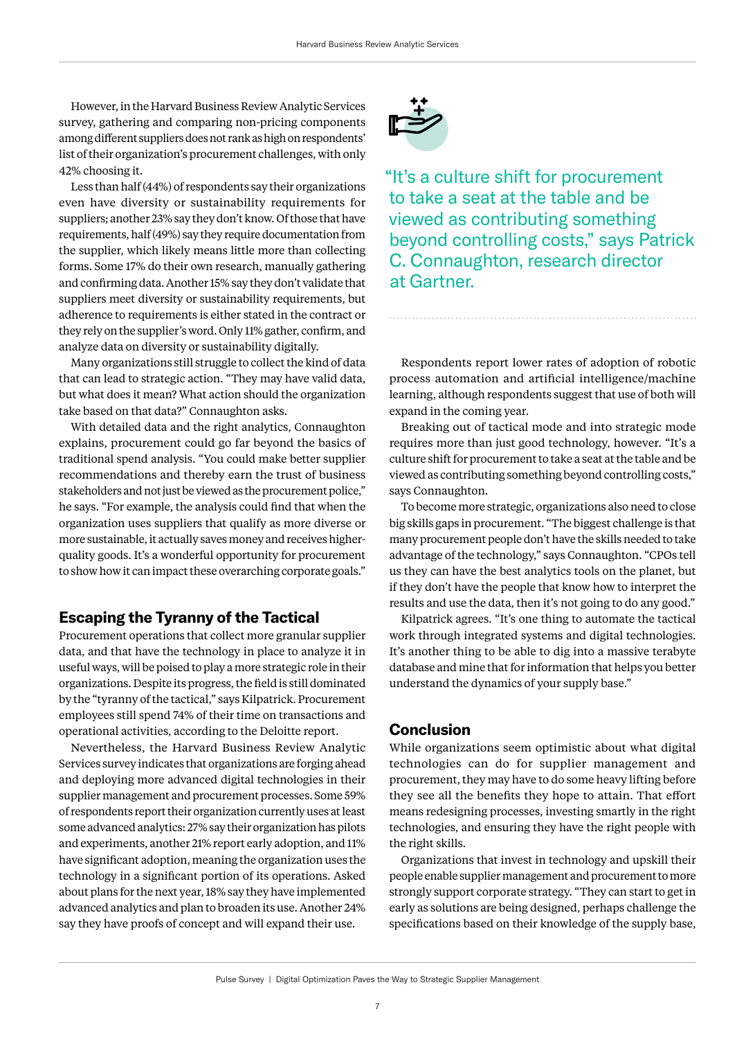However, in the Harvard Business Review Analytic Services survey, gathering and comparing non-pricing components among different suppliers does not rank as high on respondents' list of their organization's procurement challenges, with only 42% choosing it.

Less than half (44%) of respondents say their organizations even have diversity or sustainability requirements for suppliers; another 23% say they don't know. Of those that have requirements, half (49%) say they require documentation from the supplier, which likely means little more than collecting forms. Some 17% do their own research, manually gathering and confirming data. Another 15% say they don't validate that suppliers meet diversity or sustainability requirements, but adherence to requirements is either stated in the contract or they rely on the supplier's word. Only 11% gather, confirm, and analyze data on diversity or sustainability digitally.

Many organizations still struggle to collect the kind of data that can lead to strategic action. "They may have valid data, but what does it mean? What action should the organization take based on that data?" Connaughton asks.

With detailed data and the right analytics, Connaughton explains, procurement could go far beyond the basics of traditional spend analysis. "You could make better supplier recommendations and thereby earn the trust of business stakeholders and not just be viewed as the procurement police," he says. "For example, the analysis could find that when the organization uses suppliers that qualify as more diverse or more sustainable, it actually saves money and receives higher-quality goods. It's a wonderful opportunity for procurement to show how it can impact these overarching corporate goals."

## Escaping the Tyranny of the Tactical

Procurement operations that collect more granular supplier data, and that have the technology in place to analyze it in useful ways, will be poised to play a more strategic role in their organizations. Despite its progress, the field is still dominated by the "tyranny of the tactical," says Kilpatrick. Procurement employees still spend 74% of their time on transactions and operational activities, according to the Deloitte report.

Nevertheless, the Harvard Business Review Analytic Services survey indicates that organizations are forging ahead and deploying more advanced digital technologies in their supplier management and procurement processes. Some 59% of respondents report their organization currently uses at least some advanced analytics: 27% say their organization has pilots and experiments, another 21% report early adoption, and 11% have significant adoption, meaning the organization uses the technology in a significant portion of its operations. Asked about plans for the next year, 18% say they have implemented advanced analytics and plan to broaden its use. Another 24% say they have proofs of concept and will expand their use.

> "It's a culture shift for procurement to take a seat at the table and be viewed as contributing something beyond controlling costs," says Patrick C. Connaughton, research director at Gartner.

Respondents report lower rates of adoption of robotic process automation and artificial intelligence/machine learning, although respondents suggest that use of both will expand in the coming year.

Breaking out of tactical mode and into strategic mode requires more than just good technology, however. "It's a culture shift for procurement to take a seat at the table and be viewed as contributing something beyond controlling costs," says Connaughton.

To become more strategic, organizations also need to close big skills gaps in procurement. "The biggest challenge is that many procurement people don't have the skills needed to take advantage of the technology," says Connaughton. "CPOs tell us they can have the best analytics tools on the planet, but if they don't have the people that know how to interpret the results and use the data, then it's not going to do any good."

Kilpatrick agrees. "It's one thing to automate the tactical work through integrated systems and digital technologies. It's another thing to be able to dig into a massive terabyte database and mine that for information that helps you better understand the dynamics of your supply base."

## Conclusion

While organizations seem optimistic about what digital technologies can do for supplier management and procurement, they may have to do some heavy lifting before they see all the benefits they hope to attain. That effort means redesigning processes, investing smartly in the right technologies, and ensuring they have the right people with the right skills.

Organizations that invest in technology and upskill their people enable supplier management and procurement to more strongly support corporate strategy. "They can start to get in early as solutions are being designed, perhaps challenge the specifications based on their knowledge of the supply base,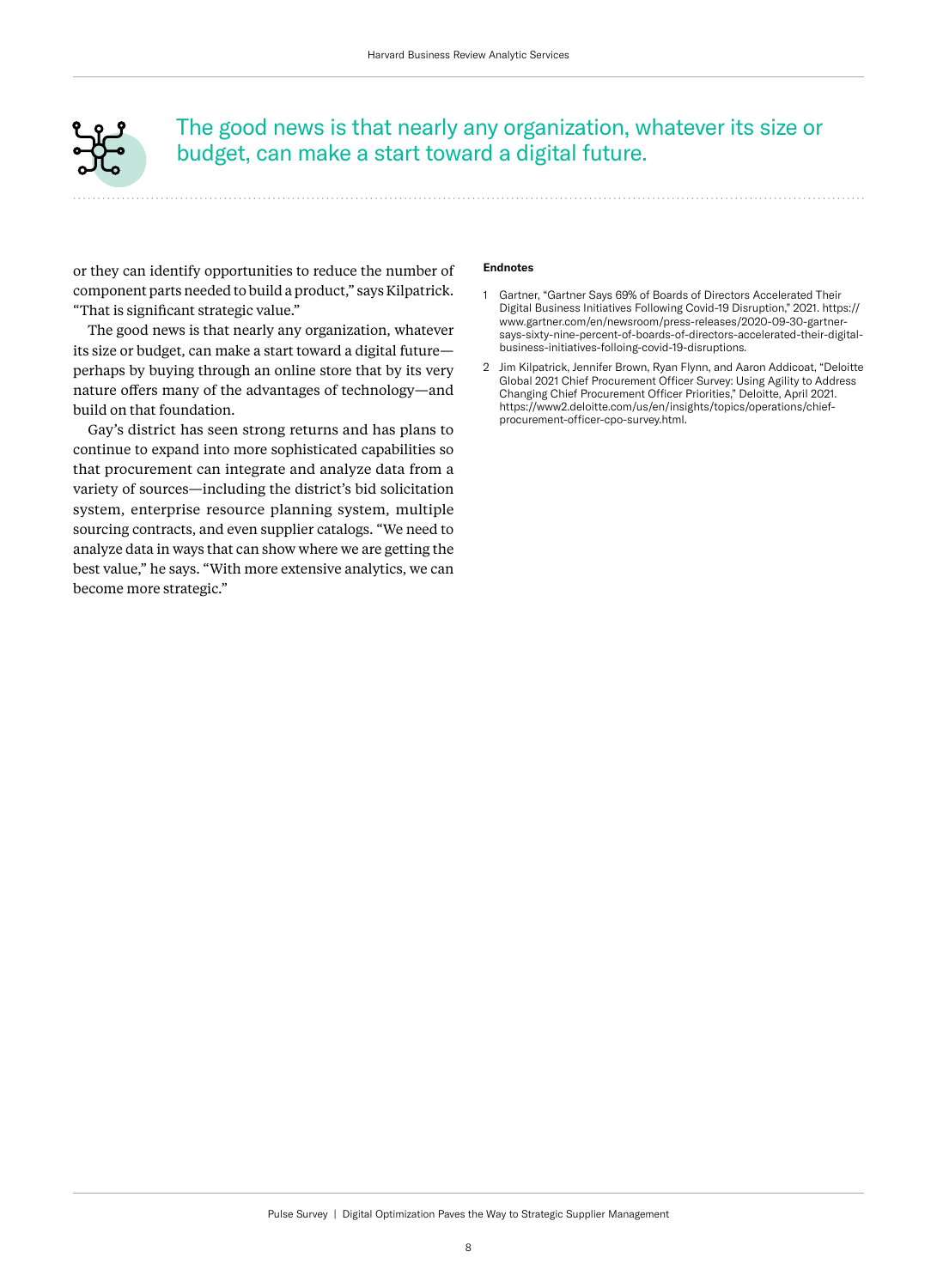> The good news is that nearly any organization, whatever its size or budget, can make a start toward a digital future.

or they can identify opportunities to reduce the number of component parts needed to build a product," says Kilpatrick. "That is significant strategic value."

The good news is that nearly any organization, whatever its size or budget, can make a start toward a digital future—perhaps by buying through an online store that by its very nature offers many of the advantages of technology—and build on that foundation.

Gay's district has seen strong returns and has plans to continue to expand into more sophisticated capabilities so that procurement can integrate and analyze data from a variety of sources—including the district's bid solicitation system, enterprise resource planning system, multiple sourcing contracts, and even supplier catalogs. "We need to analyze data in ways that can show where we are getting the best value," he says. "With more extensive analytics, we can become more strategic."

**Endnotes**

1. Gartner, "Gartner Says 69% of Boards of Directors Accelerated Their Digital Business Initiatives Following Covid-19 Disruption," 2021. https://www.gartner.com/en/newsroom/press-releases/2020-09-30-gartner-says-sixty-nine-percent-of-boards-of-directors-accelerated-their-digital-business-initiatives-folloing-covid-19-disruptions.
2. Jim Kilpatrick, Jennifer Brown, Ryan Flynn, and Aaron Addicoat, "Deloitte Global 2021 Chief Procurement Officer Survey: Using Agility to Address Changing Chief Procurement Officer Priorities," Deloitte, April 2021. https://www2.deloitte.com/us/en/insights/topics/operations/chief-procurement-officer-cpo-survey.html.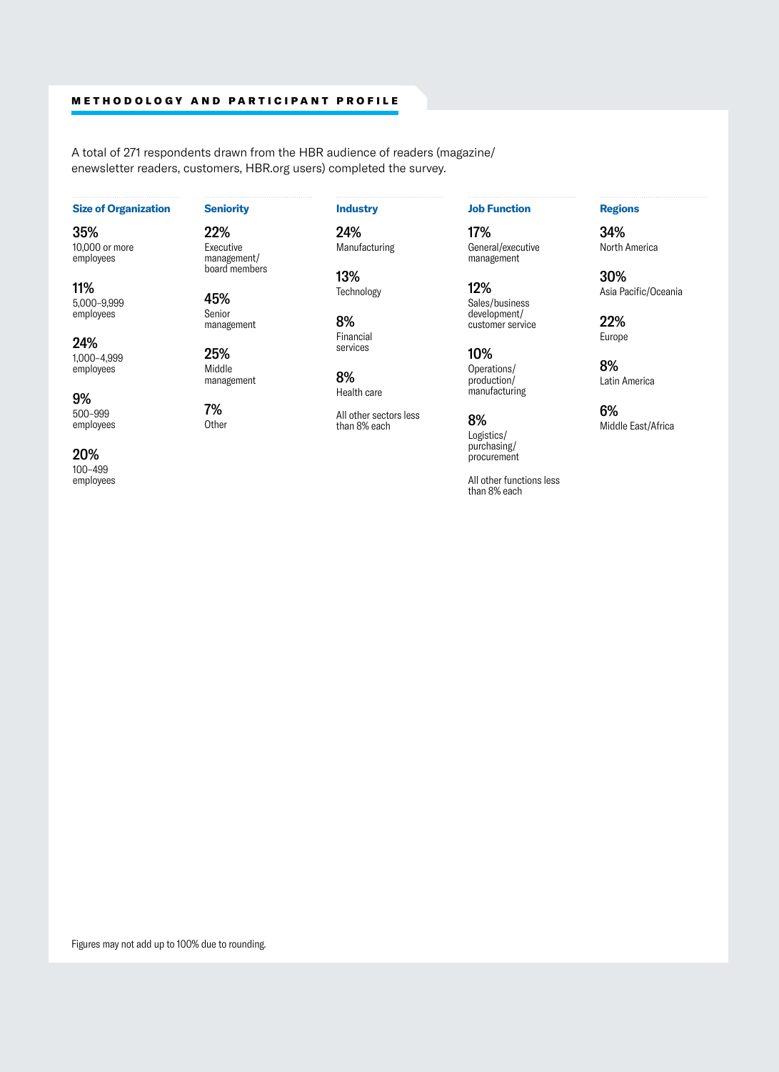## METHODOLOGY AND PARTICIPANT PROFILE

A total of 271 respondents drawn from the HBR audience of readers (magazine/enewsletter readers, customers, HBR.org users) completed the survey.

### Size of Organization

**35%**
10,000 or more employees

**11%**
5,000–9,999 employees

**24%**
1,000–4,999 employees

**9%**
500–999 employees

**20%**
100–499 employees

### Seniority

**22%**
Executive management/board members

**45%**
Senior management

**25%**
Middle management

**7%**
Other

### Industry

**24%**
Manufacturing

**13%**
Technology

**8%**
Financial services

**8%**
Health care

All other sectors less than 8% each

### Job Function

**17%**
General/executive management

**12%**
Sales/business development/customer service

**10%**
Operations/production/manufacturing

**8%**
Logistics/purchasing/procurement

All other functions less than 8% each

### Regions

**34%**
North America

**30%**
Asia Pacific/Oceania

**22%**
Europe

**8%**
Latin America

**6%**
Middle East/Africa

Figures may not add up to 100% due to rounding.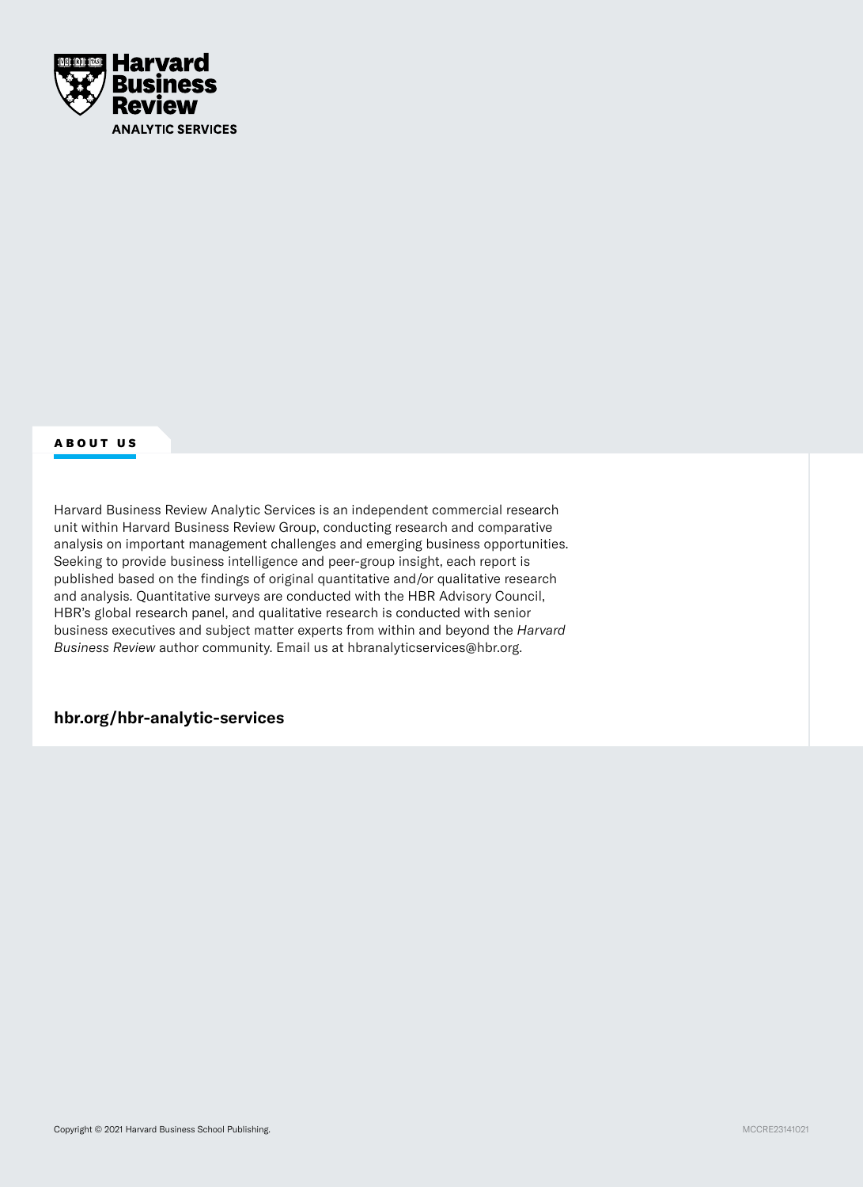Harvard Business Review

ANALYTIC SERVICES

## ABOUT US

Harvard Business Review Analytic Services is an independent commercial research unit within Harvard Business Review Group, conducting research and comparative analysis on important management challenges and emerging business opportunities. Seeking to provide business intelligence and peer-group insight, each report is published based on the findings of original quantitative and/or qualitative research and analysis. Quantitative surveys are conducted with the HBR Advisory Council, HBR's global research panel, and qualitative research is conducted with senior business executives and subject matter experts from within and beyond the *Harvard Business Review* author community. Email us at hbranalyticservices@hbr.org.

**hbr.org/hbr-analytic-services**

Copyright © 2021 Harvard Business School Publishing.

MCCRE23141021